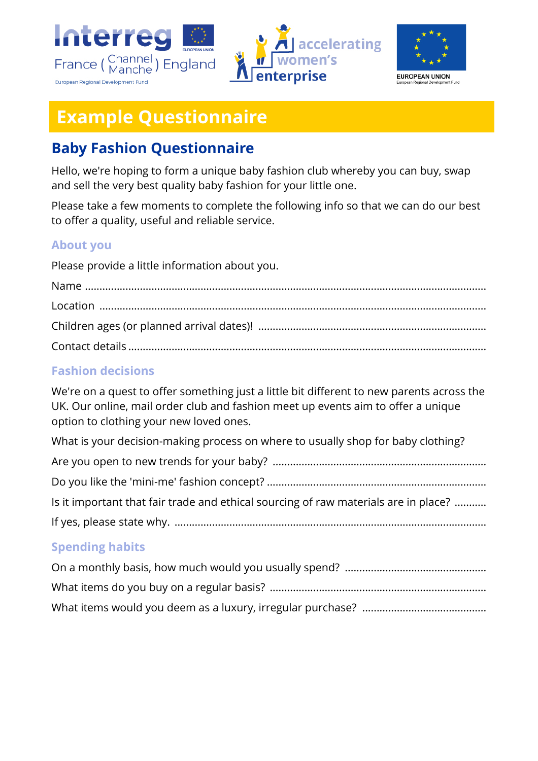# Example Questionnaire

## Baby Fashion Questionnaire

Hello, we're hoping to form a unique baby fashion club whereby you can buy, swap and sell the very best quality baby fashion for your little one.

Please take a few moments to complete the following info so that we can do our best to offer a quality, useful and reliable service.

### About you

Please provide a little information about you.

Name ..................................................................................................................................

Location ..............................................................................................................................

Children ages (or planned arrival dates)! ...........................................................................

Contact details .....................................................................................................................

### Fashion decisions

We're on a quest to offer something just a little bit different to new parents across the UK. Our online, mail order club and fashion meet up events aim to offer a unique option to clothing your new loved ones.

What is your decision-making process on where to usually shop for baby clothing?

Are you open to new trends for your baby? .......................................................................

Do you like the 'mini-me' fashion concept? ........................................................................

Is it important that fair trade and ethical sourcing of raw materials are in place? ...........

If yes, please state why. .......................................................................................................

### Spending habits

On a monthly basis, how much would you usually spend? ................................................

What items do you buy on a regular basis? ........................................................................

What items would you deem as a luxury, irregular purchase? ..........................................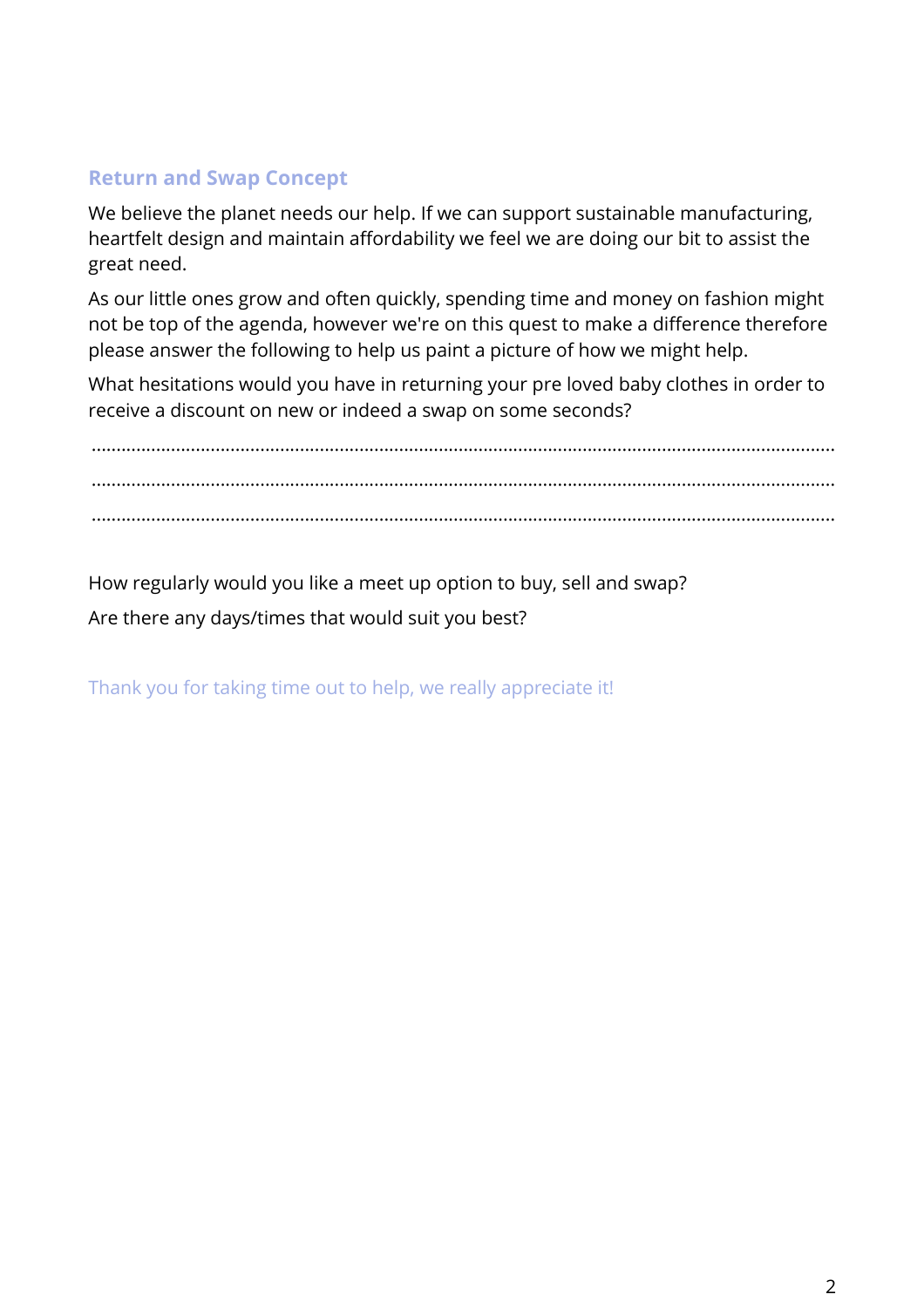## Return and Swap Concept

We believe the planet needs our help. If we can support sustainable manufacturing, heartfelt design and maintain affordability we feel we are doing our bit to assist the great need.

As our little ones grow and often quickly, spending time and money on fashion might not be top of the agenda, however we're on this quest to make a difference therefore please answer the following to help us paint a picture of how we might help.

What hesitations would you have in returning your pre loved baby clothes in order to receive a discount on new or indeed a swap on some seconds?

.......................................................................................................................................

.......................................................................................................................................

.......................................................................................................................................

How regularly would you like a meet up option to buy, sell and swap?

Are there any days/times that would suit you best?

Thank you for taking time out to help, we really appreciate it!